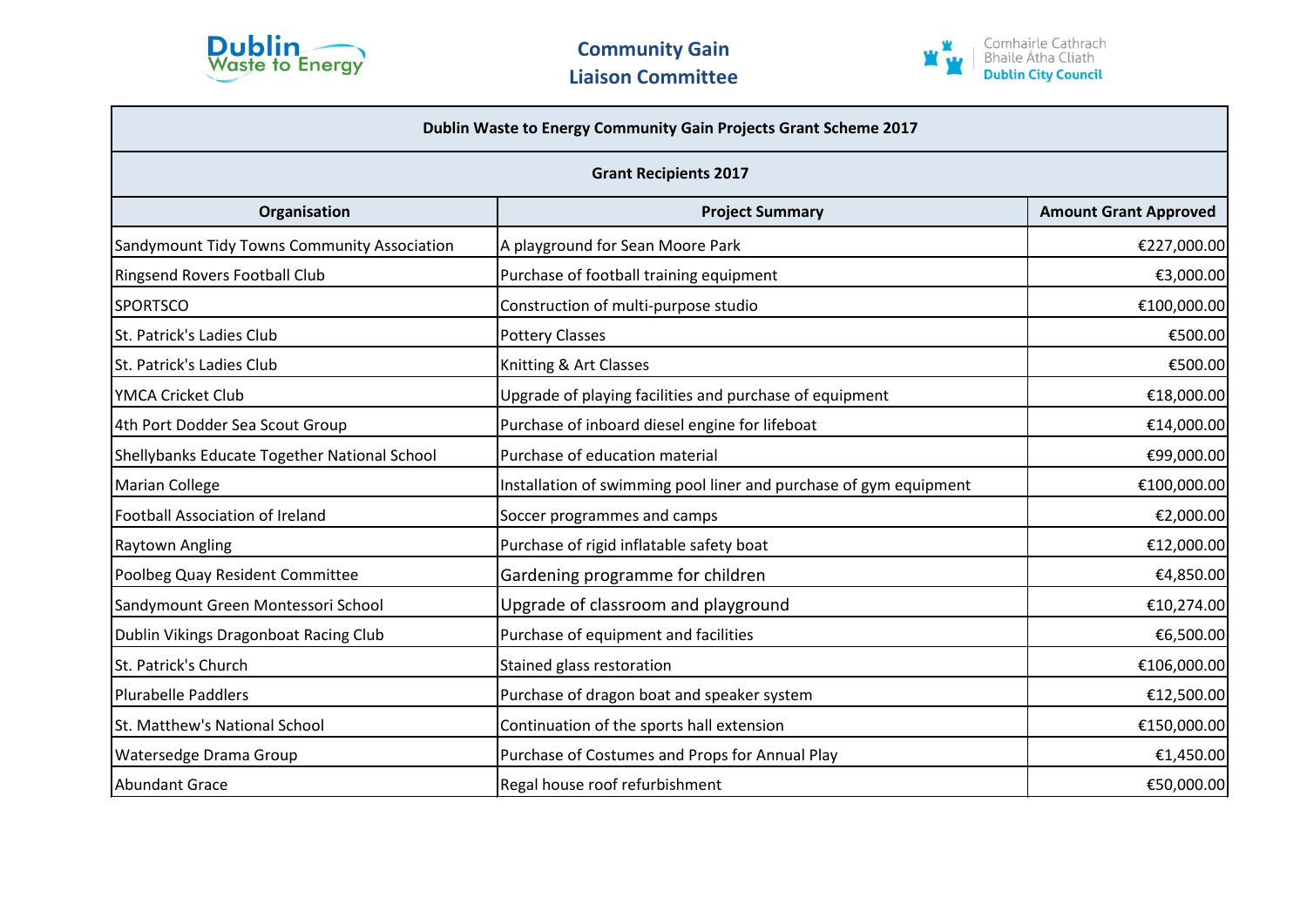Dublin Waste to Energy

**Community Gain Liaison Committee**

Comhairle Cathrach Bhaile Átha Cliath
Dublin City Council

| Dublin Waste to Energy Community Gain Projects Grant Scheme 2017 | | |
|---|---|---|
| **Grant Recipients 2017** | | |
| **Organisation** | **Project Summary** | **Amount Grant Approved** |
| Sandymount Tidy Towns Community Association | A playground for Sean Moore Park | €227,000.00 |
| Ringsend Rovers Football Club | Purchase of football training equipment | €3,000.00 |
| SPORTSCO | Construction of multi-purpose studio | €100,000.00 |
| St. Patrick's Ladies Club | Pottery Classes | €500.00 |
| St. Patrick's Ladies Club | Knitting & Art Classes | €500.00 |
| YMCA Cricket Club | Upgrade of playing facilities and purchase of equipment | €18,000.00 |
| 4th Port Dodder Sea Scout Group | Purchase of inboard diesel engine for lifeboat | €14,000.00 |
| Shellybanks Educate Together National School | Purchase of education material | €99,000.00 |
| Marian College | Installation of swimming pool liner and purchase of gym equipment | €100,000.00 |
| Football Association of Ireland | Soccer programmes and camps | €2,000.00 |
| Raytown Angling | Purchase of rigid inflatable safety boat | €12,000.00 |
| Poolbeg Quay Resident Committee | Gardening programme for children | €4,850.00 |
| Sandymount Green Montessori School | Upgrade of classroom and playground | €10,274.00 |
| Dublin Vikings Dragonboat Racing Club | Purchase of equipment and facilities | €6,500.00 |
| St. Patrick's Church | Stained glass restoration | €106,000.00 |
| Plurabelle Paddlers | Purchase of dragon boat and speaker system | €12,500.00 |
| St. Matthew's National School | Continuation of the sports hall extension | €150,000.00 |
| Watersedge Drama Group | Purchase of Costumes and Props for Annual Play | €1,450.00 |
| Abundant Grace | Regal house roof refurbishment | €50,000.00 |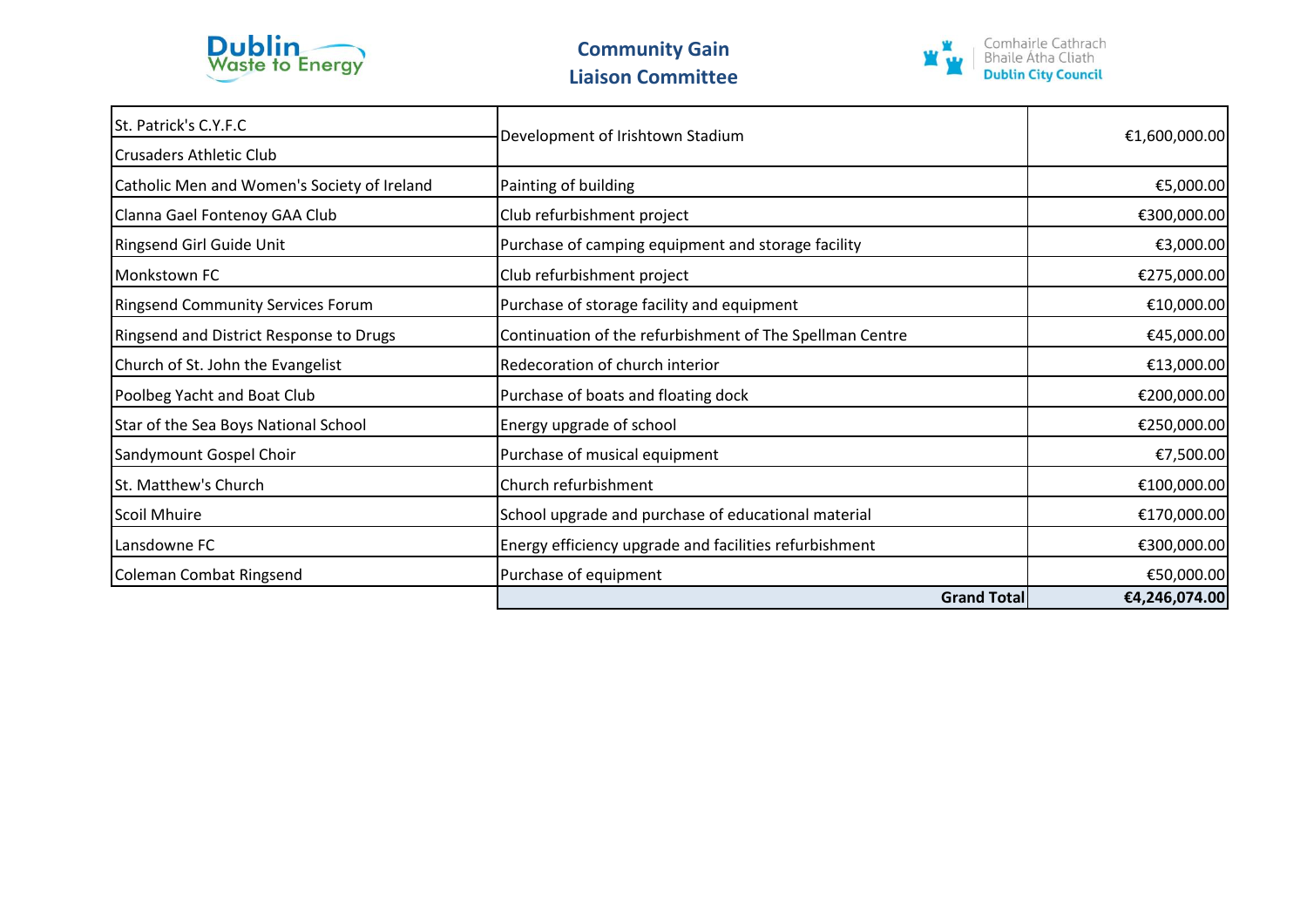## Community Gain Liaison Committee

| | | |
|---|---|---|
| St. Patrick's C.Y.F.C | Development of Irishtown Stadium | €1,600,000.00 |
| Crusaders Athletic Club | | |
| Catholic Men and Women's Society of Ireland | Painting of building | €5,000.00 |
| Clanna Gael Fontenoy GAA Club | Club refurbishment project | €300,000.00 |
| Ringsend Girl Guide Unit | Purchase of camping equipment and storage facility | €3,000.00 |
| Monkstown FC | Club refurbishment project | €275,000.00 |
| Ringsend Community Services Forum | Purchase of storage facility and equipment | €10,000.00 |
| Ringsend and District Response to Drugs | Continuation of the refurbishment of The Spellman Centre | €45,000.00 |
| Church of St. John the Evangelist | Redecoration of church interior | €13,000.00 |
| Poolbeg Yacht and Boat Club | Purchase of boats and floating dock | €200,000.00 |
| Star of the Sea Boys National School | Energy upgrade of school | €250,000.00 |
| Sandymount Gospel Choir | Purchase of musical equipment | €7,500.00 |
| St. Matthew's Church | Church refurbishment | €100,000.00 |
| Scoil Mhuire | School upgrade and purchase of educational material | €170,000.00 |
| Lansdowne FC | Energy efficiency upgrade and facilities refurbishment | €300,000.00 |
| Coleman Combat Ringsend | Purchase of equipment | €50,000.00 |
| | **Grand Total** | **€4,246,074.00** |